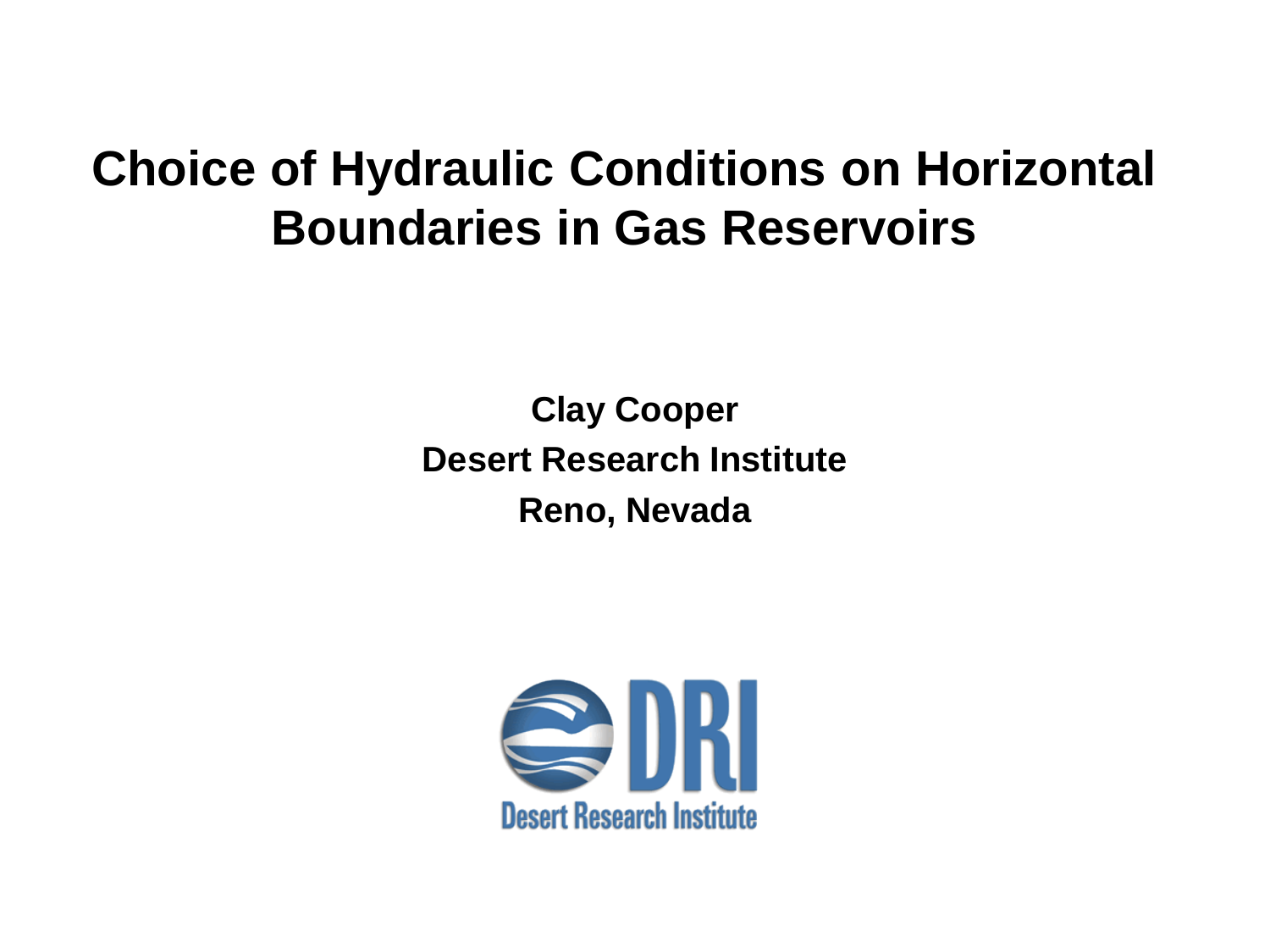# Choice of Hydraulic Conditions on Horizontal Boundaries in Gas Reservoirs

**Clay Cooper**

**Desert Research Institute**

**Reno, Nevada**

Desert Research Institute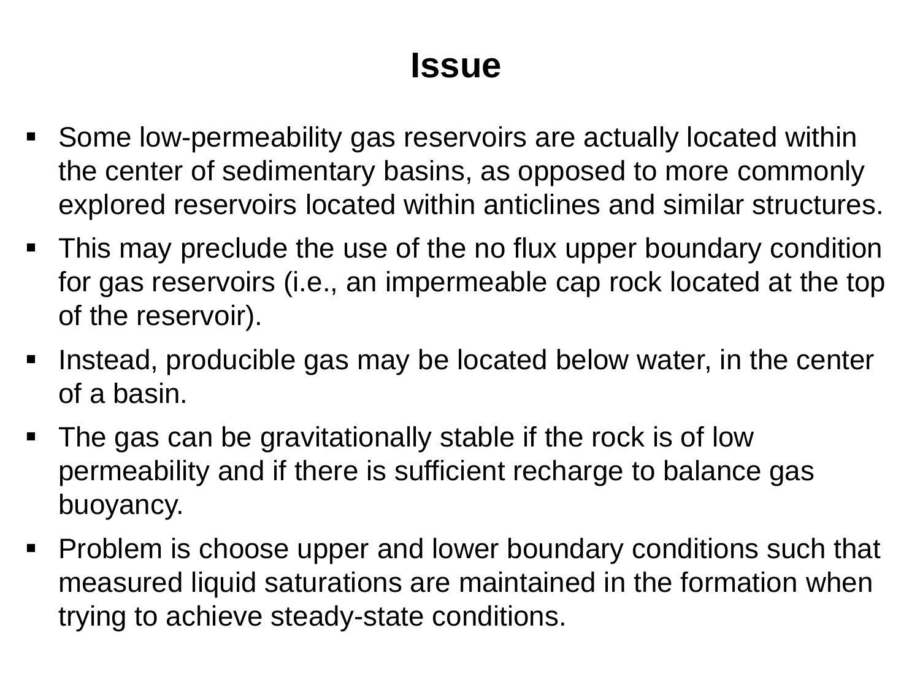# Issue

- Some low-permeability gas reservoirs are actually located within the center of sedimentary basins, as opposed to more commonly explored reservoirs located within anticlines and similar structures.
- This may preclude the use of the no flux upper boundary condition for gas reservoirs (i.e., an impermeable cap rock located at the top of the reservoir).
- Instead, producible gas may be located below water, in the center of a basin.
- The gas can be gravitationally stable if the rock is of low permeability and if there is sufficient recharge to balance gas buoyancy.
- Problem is choose upper and lower boundary conditions such that measured liquid saturations are maintained in the formation when trying to achieve steady-state conditions.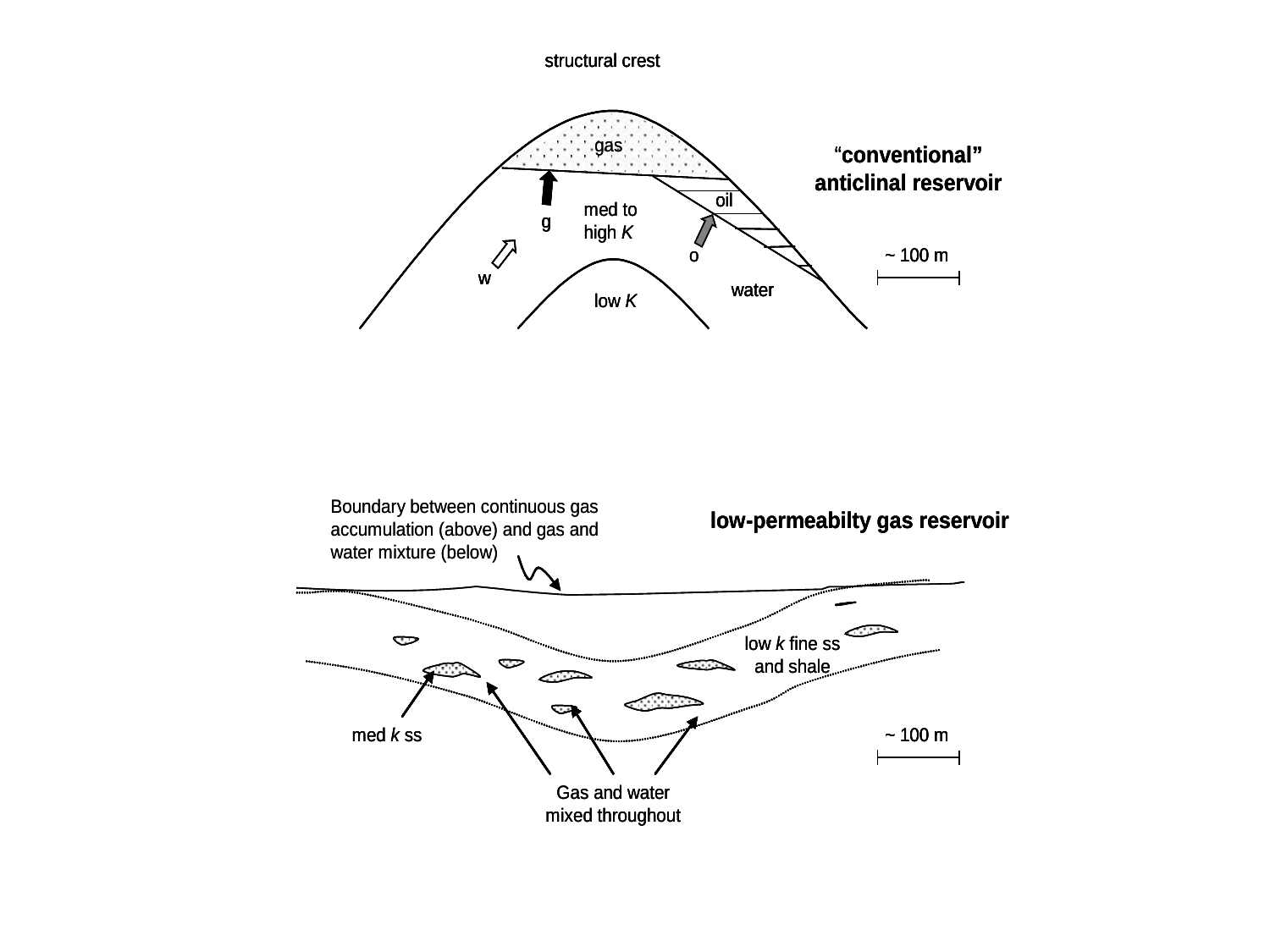structural crest

gas

oil

med to high *K*

g

o

w

water

low *K*

**“conventional” anticlinal reservoir**

~ 100 m

Boundary between continuous gas accumulation (above) and gas and water mixture (below)

**low-permeabilty gas reservoir**

low *k* fine ss and shale

med *k* ss

~ 100 m

Gas and water mixed throughout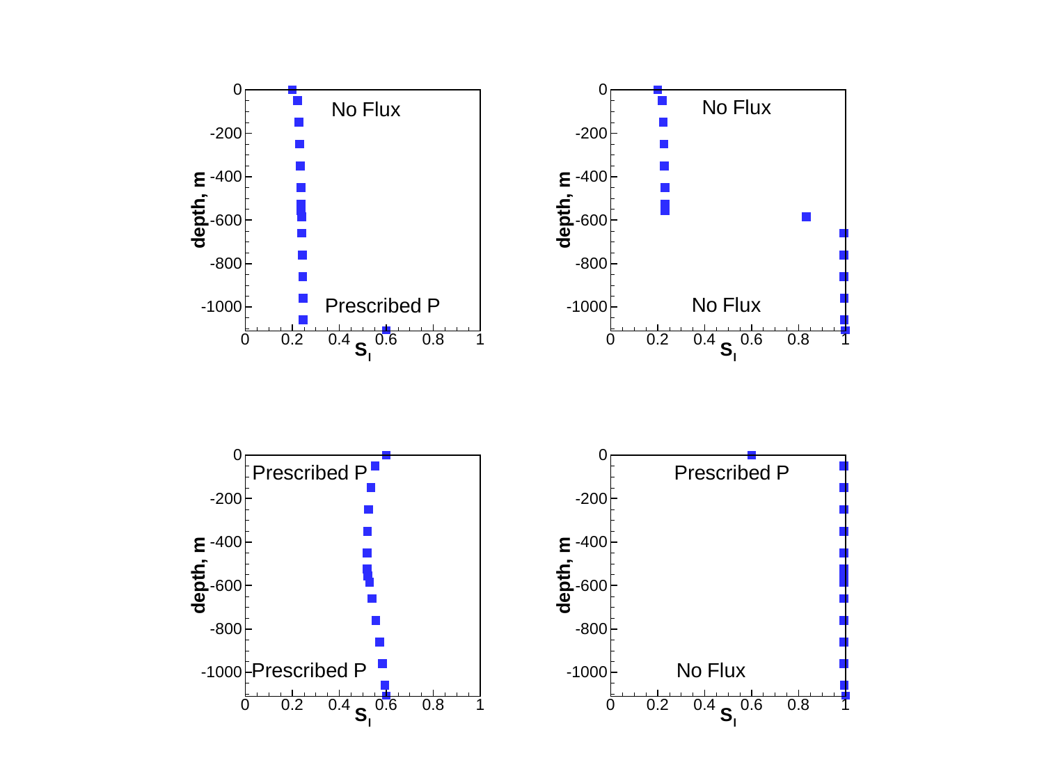No Flux

Prescribed P

depth, m

$S_l$

0

-200

-400

-600

-800

-1000

0 0.2 0.4 0.6 0.8 1

No Flux

No Flux

depth, m

$S_l$

0

-200

-400

-600

-800

-1000

0 0.2 0.4 0.6 0.8 1

Prescribed P

Prescribed P

depth, m

$S_l$

0

-200

-400

-600

-800

-1000

0 0.2 0.4 0.6 0.8 1

Prescribed P

No Flux

depth, m

$S_l$

0

-200

-400

-600

-800

-1000

0 0.2 0.4 0.6 0.8 1